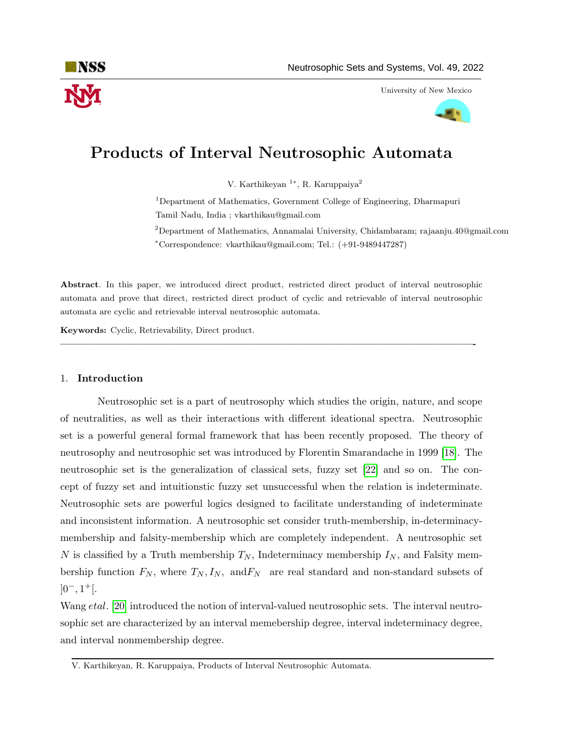# Products of Interval Neutrosophic Automata

V. Karthikeyan [1*], R. Karuppaiya[2]

[1]Department of Mathematics, Government College of Engineering, Dharmapuri Tamil Nadu, India ; vkarthikau@gmail.com

[2]Department of Mathematics, Annamalai University, Chidambaram; rajaanju.40@gmail.com

[*]Correspondence: vkarthikau@gmail.com; Tel.: (+91-9489447287)

**Abstract**. In this paper, we introduced direct product, restricted direct product of interval neutrosophic automata and prove that direct, restricted direct product of cyclic and retrievable of interval neutrosophic automata are cyclic and retrievable interval neutrosophic automata.

**Keywords:** Cyclic, Retrievability, Direct product.

---

## 1. Introduction

Neutrosophic set is a part of neutrosophy which studies the origin, nature, and scope of neutralities, as well as their interactions with different ideational spectra. Neutrosophic set is a powerful general formal framework that has been recently proposed. The theory of neutrosophy and neutrosophic set was introduced by Florentin Smarandache in 1999 [18]. The neutrosophic set is the generalization of classical sets, fuzzy set [22] and so on. The concept of fuzzy set and intuitionstic fuzzy set unsuccessful when the relation is indeterminate. Neutrosophic sets are powerful logics designed to facilitate understanding of indeterminate and inconsistent information. A neutrosophic set consider truth-membership, in-determinacy-membership and falsity-membership which are completely independent. A neutrosophic set $N$ is classified by a Truth membership $T_N$, Indeterminacy membership $I_N$, and Falsity membership function $F_N$, where $T_N, I_N,$ and$F_N$ are real standard and non-standard subsets of $]0^-, 1^+[$.

Wang *etal*. [20] introduced the notion of interval-valued neutrosophic sets. The interval neutrosophic set are characterized by an interval memebership degree, interval indeterminacy degree, and interval nonmembership degree.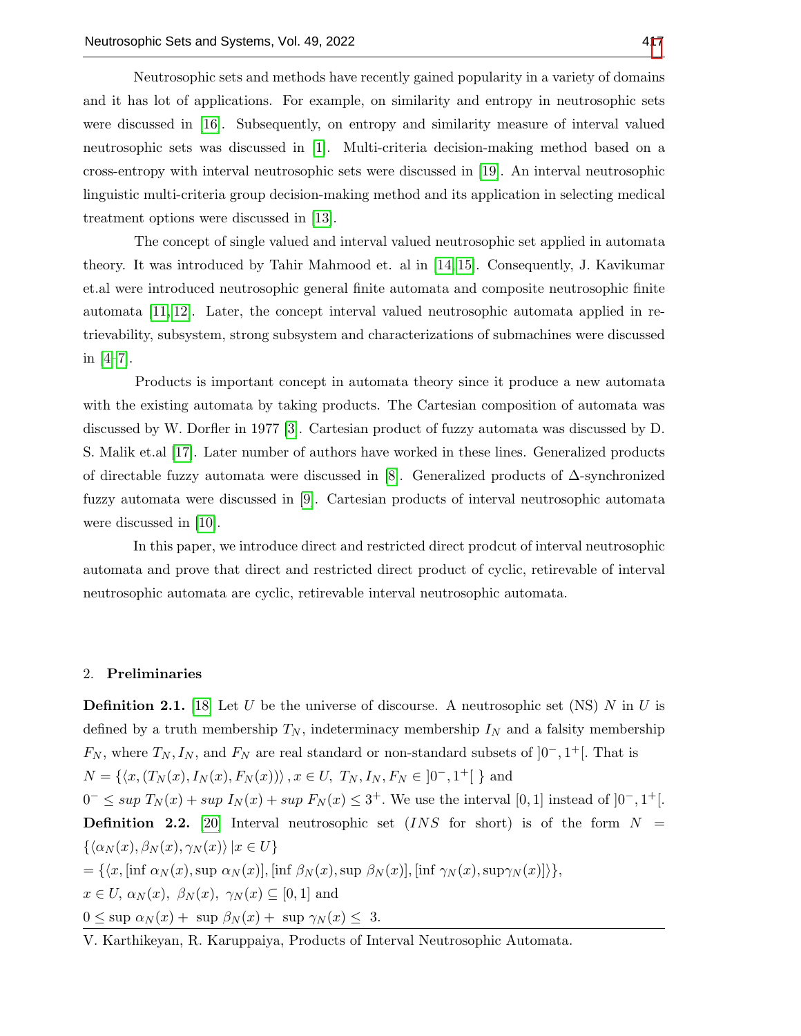Neutrosophic sets and methods have recently gained popularity in a variety of domains and it has lot of applications. For example, on similarity and entropy in neutrosophic sets were discussed in [16]. Subsequently, on entropy and similarity measure of interval valued neutrosophic sets was discussed in [1]. Multi-criteria decision-making method based on a cross-entropy with interval neutrosophic sets were discussed in [19]. An interval neutrosophic linguistic multi-criteria group decision-making method and its application in selecting medical treatment options were discussed in [13].

The concept of single valued and interval valued neutrosophic set applied in automata theory. It was introduced by Tahir Mahmood et. al in [14,15]. Consequently, J. Kavikumar et.al were introduced neutrosophic general finite automata and composite neutrosophic finite automata [11,12]. Later, the concept interval valued neutrosophic automata applied in retrievability, subsystem, strong subsystem and characterizations of submachines were discussed in [4–7].

Products is important concept in automata theory since it produce a new automata with the existing automata by taking products. The Cartesian composition of automata was discussed by W. Dorfler in 1977 [3]. Cartesian product of fuzzy automata was discussed by D. S. Malik et.al [17]. Later number of authors have worked in these lines. Generalized products of directable fuzzy automata were discussed in [8]. Generalized products of $\Delta$-synchronized fuzzy automata were discussed in [9]. Cartesian products of interval neutrosophic automata were discussed in [10].

In this paper, we introduce direct and restricted direct prodcut of interval neutrosophic automata and prove that direct and restricted direct product of cyclic, retirevable of interval neutrosophic automata are cyclic, retirevable interval neutrosophic automata.

## 2. Preliminaries

**Definition 2.1.** [18] Let $U$ be the universe of discourse. A neutrosophic set (NS) $N$ in $U$ is defined by a truth membership $T_N$, indeterminacy membership $I_N$ and a falsity membership $F_N$, where $T_N, I_N$, and $F_N$ are real standard or non-standard subsets of $]0^-, 1^+[$. That is
$N = \{\langle x, (T_N(x), I_N(x), F_N(x))\rangle, x \in U,\ T_N, I_N, F_N \in\ ]0^-, 1^+[\ \}$ and
$0^- \leq sup\ T_N(x) + sup\ I_N(x) + sup\ F_N(x) \leq 3^+$. We use the interval $[0, 1]$ instead of $]0^-, 1^+[$.

**Definition 2.2.** [20] Interval neutrosophic set ($INS$ for short) is of the form $N = \{\langle \alpha_N(x), \beta_N(x), \gamma_N(x)\rangle\, | x \in U\}$
$= \{\langle x, [\inf\ \alpha_N(x), \sup\ \alpha_N(x)], [\inf\ \beta_N(x), \sup\ \beta_N(x)], [\inf\ \gamma_N(x), \sup \gamma_N(x)]\rangle\}$,
$x \in U$, $\alpha_N(x),\ \beta_N(x),\ \gamma_N(x) \subseteq [0, 1]$ and
$0 \leq \sup\ \alpha_N(x) +\ \sup\ \beta_N(x) +\ \sup\ \gamma_N(x) \leq\ 3.$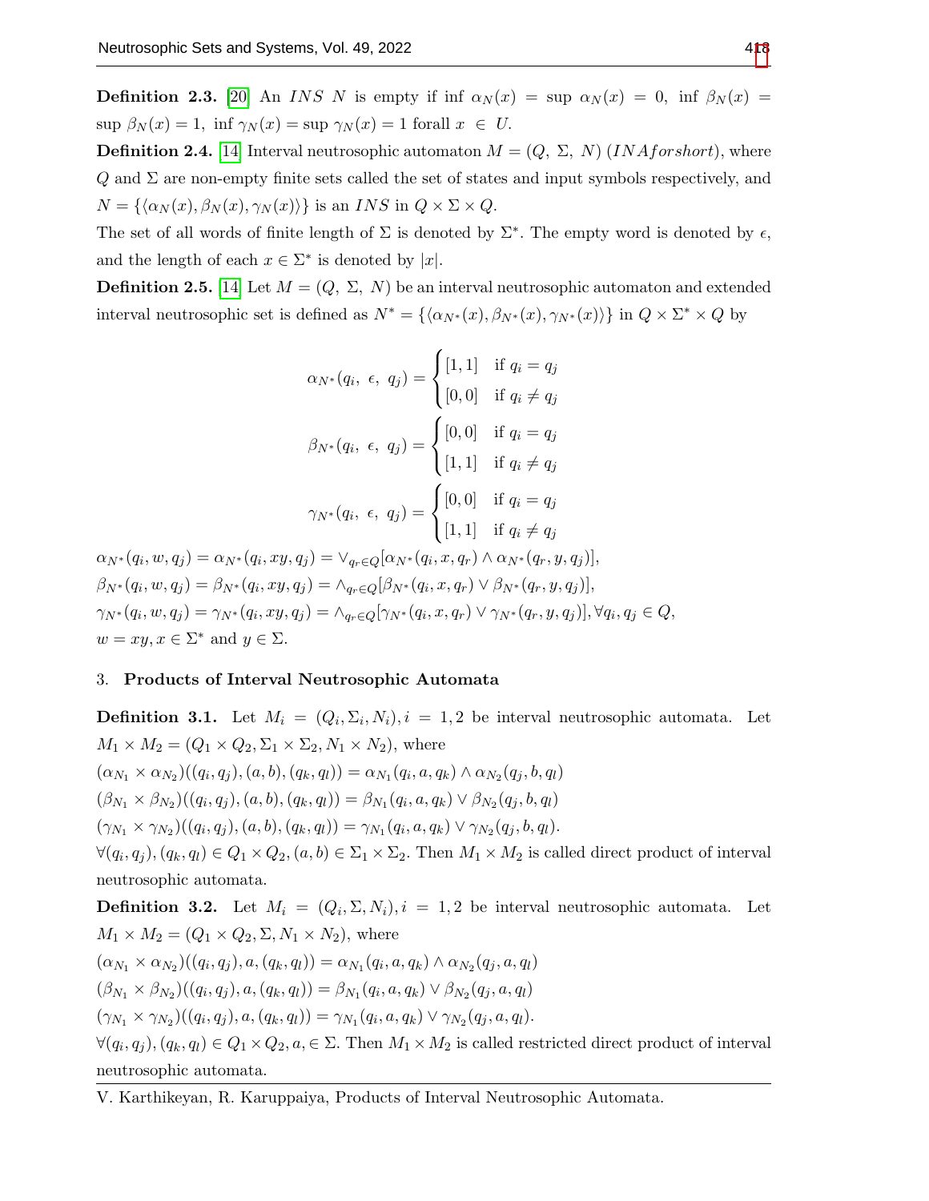**Definition 2.3.** [20] An $INS$ $N$ is empty if $\inf \alpha_N(x) = \sup \alpha_N(x) = 0$, $\inf \beta_N(x) = \sup \beta_N(x) = 1$, $\inf \gamma_N(x) = \sup \gamma_N(x) = 1$ forall $x \in U$.

**Definition 2.4.** [14] Interval neutrosophic automaton $M = (Q, \Sigma, N)$ ($INA for short$), where $Q$ and $\Sigma$ are non-empty finite sets called the set of states and input symbols respectively, and $N = \{\langle \alpha_N(x), \beta_N(x), \gamma_N(x) \rangle\}$ is an $INS$ in $Q \times \Sigma \times Q$.

The set of all words of finite length of $\Sigma$ is denoted by $\Sigma^*$. The empty word is denoted by $\epsilon$, and the length of each $x \in \Sigma^*$ is denoted by $|x|$.

**Definition 2.5.** [14] Let $M = (Q, \Sigma, N)$ be an interval neutrosophic automaton and extended interval neutrosophic set is defined as $N^* = \{\langle \alpha_{N^*}(x), \beta_{N^*}(x), \gamma_{N^*}(x) \rangle\}$ in $Q \times \Sigma^* \times Q$ by

$$\alpha_{N^*}(q_i, \epsilon, q_j) = \begin{cases} [1, 1] & \text{if } q_i = q_j \\ [0, 0] & \text{if } q_i \neq q_j \end{cases}$$

$$\beta_{N^*}(q_i, \epsilon, q_j) = \begin{cases} [0, 0] & \text{if } q_i = q_j \\ [1, 1] & \text{if } q_i \neq q_j \end{cases}$$

$$\gamma_{N^*}(q_i, \epsilon, q_j) = \begin{cases} [0, 0] & \text{if } q_i = q_j \\ [1, 1] & \text{if } q_i \neq q_j \end{cases}$$

$\alpha_{N^*}(q_i, w, q_j) = \alpha_{N^*}(q_i, xy, q_j) = \vee_{q_r \in Q}[\alpha_{N^*}(q_i, x, q_r) \wedge \alpha_{N^*}(q_r, y, q_j)]$,
$\beta_{N^*}(q_i, w, q_j) = \beta_{N^*}(q_i, xy, q_j) = \wedge_{q_r \in Q}[\beta_{N^*}(q_i, x, q_r) \vee \beta_{N^*}(q_r, y, q_j)]$,
$\gamma_{N^*}(q_i, w, q_j) = \gamma_{N^*}(q_i, xy, q_j) = \wedge_{q_r \in Q}[\gamma_{N^*}(q_i, x, q_r) \vee \gamma_{N^*}(q_r, y, q_j)], \forall q_i, q_j \in Q$,
$w = xy, x \in \Sigma^*$ and $y \in \Sigma$.

## 3. Products of Interval Neutrosophic Automata

**Definition 3.1.** Let $M_i = (Q_i, \Sigma_i, N_i), i = 1, 2$ be interval neutrosophic automata. Let $M_1 \times M_2 = (Q_1 \times Q_2, \Sigma_1 \times \Sigma_2, N_1 \times N_2)$, where
$(\alpha_{N_1} \times \alpha_{N_2})((q_i, q_j), (a, b), (q_k, q_l)) = \alpha_{N_1}(q_i, a, q_k) \wedge \alpha_{N_2}(q_j, b, q_l)$
$(\beta_{N_1} \times \beta_{N_2})((q_i, q_j), (a, b), (q_k, q_l)) = \beta_{N_1}(q_i, a, q_k) \vee \beta_{N_2}(q_j, b, q_l)$
$(\gamma_{N_1} \times \gamma_{N_2})((q_i, q_j), (a, b), (q_k, q_l)) = \gamma_{N_1}(q_i, a, q_k) \vee \gamma_{N_2}(q_j, b, q_l)$.
$\forall (q_i, q_j), (q_k, q_l) \in Q_1 \times Q_2, (a, b) \in \Sigma_1 \times \Sigma_2$. Then $M_1 \times M_2$ is called direct product of interval neutrosophic automata.

**Definition 3.2.** Let $M_i = (Q_i, \Sigma, N_i), i = 1, 2$ be interval neutrosophic automata. Let $M_1 \times M_2 = (Q_1 \times Q_2, \Sigma, N_1 \times N_2)$, where
$(\alpha_{N_1} \times \alpha_{N_2})((q_i, q_j), a, (q_k, q_l)) = \alpha_{N_1}(q_i, a, q_k) \wedge \alpha_{N_2}(q_j, a, q_l)$
$(\beta_{N_1} \times \beta_{N_2})((q_i, q_j), a, (q_k, q_l)) = \beta_{N_1}(q_i, a, q_k) \vee \beta_{N_2}(q_j, a, q_l)$
$(\gamma_{N_1} \times \gamma_{N_2})((q_i, q_j), a, (q_k, q_l)) = \gamma_{N_1}(q_i, a, q_k) \vee \gamma_{N_2}(q_j, a, q_l)$.
$\forall (q_i, q_j), (q_k, q_l) \in Q_1 \times Q_2, a, \in \Sigma$. Then $M_1 \times M_2$ is called restricted direct product of interval neutrosophic automata.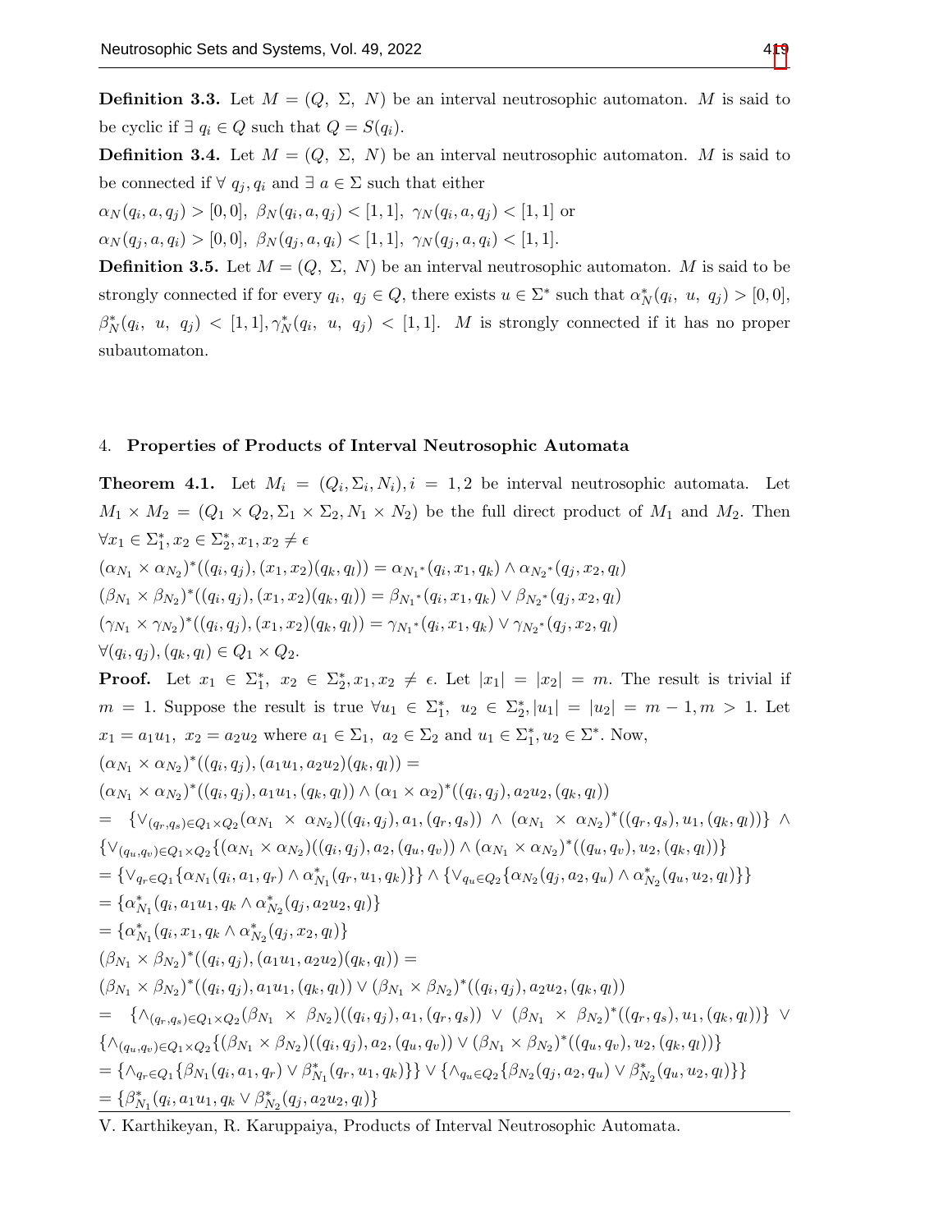**Definition 3.3.** Let $M = (Q,\ \Sigma,\ N)$ be an interval neutrosophic automaton. $M$ is said to be cyclic if $\exists\ q_i \in Q$ such that $Q = S(q_i)$.

**Definition 3.4.** Let $M = (Q,\ \Sigma,\ N)$ be an interval neutrosophic automaton. $M$ is said to be connected if $\forall\ q_j, q_i$ and $\exists\ a \in \Sigma$ such that either

$\alpha_N(q_i, a, q_j) > [0, 0],\ \beta_N(q_i, a, q_j) < [1, 1],\ \gamma_N(q_i, a, q_j) < [1, 1]$ or

$\alpha_N(q_j, a, q_i) > [0, 0],\ \beta_N(q_j, a, q_i) < [1, 1],\ \gamma_N(q_j, a, q_i) < [1, 1]$.

**Definition 3.5.** Let $M = (Q,\ \Sigma,\ N)$ be an interval neutrosophic automaton. $M$ is said to be strongly connected if for every $q_i,\ q_j \in Q$, there exists $u \in \Sigma^*$ such that $\alpha_N^*(q_i,\ u,\ q_j) > [0, 0]$, $\beta_N^*(q_i,\ u,\ q_j) < [1, 1], \gamma_N^*(q_i,\ u,\ q_j) < [1, 1]$. $M$ is strongly connected if it has no proper subautomaton.

## 4. Properties of Products of Interval Neutrosophic Automata

**Theorem 4.1.** Let $M_i = (Q_i, \Sigma_i, N_i), i = 1, 2$ be interval neutrosophic automata. Let $M_1 \times M_2 = (Q_1 \times Q_2, \Sigma_1 \times \Sigma_2, N_1 \times N_2)$ be the full direct product of $M_1$ and $M_2$. Then $\forall x_1 \in \Sigma_1^*, x_2 \in \Sigma_2^*, x_1, x_2 \neq \epsilon$

$(\alpha_{N_1} \times \alpha_{N_2})^*((q_i, q_j), (x_1, x_2)(q_k, q_l)) = \alpha_{N_1{}^*}(q_i, x_1, q_k) \wedge \alpha_{N_2{}^*}(q_j, x_2, q_l)$

$(\beta_{N_1} \times \beta_{N_2})^*((q_i, q_j), (x_1, x_2)(q_k, q_l)) = \beta_{N_1{}^*}(q_i, x_1, q_k) \vee \beta_{N_2{}^*}(q_j, x_2, q_l)$

$(\gamma_{N_1} \times \gamma_{N_2})^*((q_i, q_j), (x_1, x_2)(q_k, q_l)) = \gamma_{N_1{}^*}(q_i, x_1, q_k) \vee \gamma_{N_2{}^*}(q_j, x_2, q_l)$

$\forall (q_i, q_j), (q_k, q_l) \in Q_1 \times Q_2$.

**Proof.** Let $x_1 \in \Sigma_1^*,\ x_2 \in \Sigma_2^*, x_1, x_2 \neq \epsilon$. Let $|x_1| = |x_2| = m$. The result is trivial if $m = 1$. Suppose the result is true $\forall u_1 \in \Sigma_1^*,\ u_2 \in \Sigma_2^*, |u_1| = |u_2| = m - 1, m > 1$. Let $x_1 = a_1 u_1,\ x_2 = a_2 u_2$ where $a_1 \in \Sigma_1,\ a_2 \in \Sigma_2$ and $u_1 \in \Sigma_1^*, u_2 \in \Sigma^*$. Now,

$(\alpha_{N_1} \times \alpha_{N_2})^*((q_i, q_j), (a_1 u_1, a_2 u_2)(q_k, q_l)) =$

$(\alpha_{N_1} \times \alpha_{N_2})^*((q_i, q_j), a_1 u_1, (q_k, q_l)) \wedge (\alpha_1 \times \alpha_2)^*((q_i, q_j), a_2 u_2, (q_k, q_l))$

$= \{\vee_{(q_r, q_s) \in Q_1 \times Q_2} (\alpha_{N_1} \times \alpha_{N_2})((q_i, q_j), a_1, (q_r, q_s)) \wedge (\alpha_{N_1} \times \alpha_{N_2})^*((q_r, q_s), u_1, (q_k, q_l))\} \wedge \{\vee_{(q_u, q_v) \in Q_1 \times Q_2} \{(\alpha_{N_1} \times \alpha_{N_2})((q_i, q_j), a_2, (q_u, q_v)) \wedge (\alpha_{N_1} \times \alpha_{N_2})^*((q_u, q_v), u_2, (q_k, q_l))\}$

$= \{\vee_{q_r \in Q_1} \{\alpha_{N_1}(q_i, a_1, q_r) \wedge \alpha_{N_1}^*(q_r, u_1, q_k)\}\} \wedge \{\vee_{q_u \in Q_2} \{\alpha_{N_2}(q_j, a_2, q_u) \wedge \alpha_{N_2}^*(q_u, u_2, q_l)\}\}$

$= \{\alpha_{N_1}^*(q_i, a_1 u_1, q_k \wedge \alpha_{N_2}^*(q_j, a_2 u_2, q_l)\}$

$= \{\alpha_{N_1}^*(q_i, x_1, q_k \wedge \alpha_{N_2}^*(q_j, x_2, q_l)\}$

$(\beta_{N_1} \times \beta_{N_2})^*((q_i, q_j), (a_1 u_1, a_2 u_2)(q_k, q_l)) =$

$(\beta_{N_1} \times \beta_{N_2})^*((q_i, q_j), a_1 u_1, (q_k, q_l)) \vee (\beta_{N_1} \times \beta_{N_2})^*((q_i, q_j), a_2 u_2, (q_k, q_l))$

$= \{\wedge_{(q_r, q_s) \in Q_1 \times Q_2} (\beta_{N_1} \times \beta_{N_2})((q_i, q_j), a_1, (q_r, q_s)) \vee (\beta_{N_1} \times \beta_{N_2})^*((q_r, q_s), u_1, (q_k, q_l))\} \vee \{\wedge_{(q_u, q_v) \in Q_1 \times Q_2} \{(\beta_{N_1} \times \beta_{N_2})((q_i, q_j), a_2, (q_u, q_v)) \vee (\beta_{N_1} \times \beta_{N_2})^*((q_u, q_v), u_2, (q_k, q_l))\}$

$= \{\wedge_{q_r \in Q_1} \{\beta_{N_1}(q_i, a_1, q_r) \vee \beta_{N_1}^*(q_r, u_1, q_k)\}\} \vee \{\wedge_{q_u \in Q_2} \{\beta_{N_2}(q_j, a_2, q_u) \vee \beta_{N_2}^*(q_u, u_2, q_l)\}\}$

$= \{\beta_{N_1}^*(q_i, a_1 u_1, q_k \vee \beta_{N_2}^*(q_j, a_2 u_2, q_l)\}$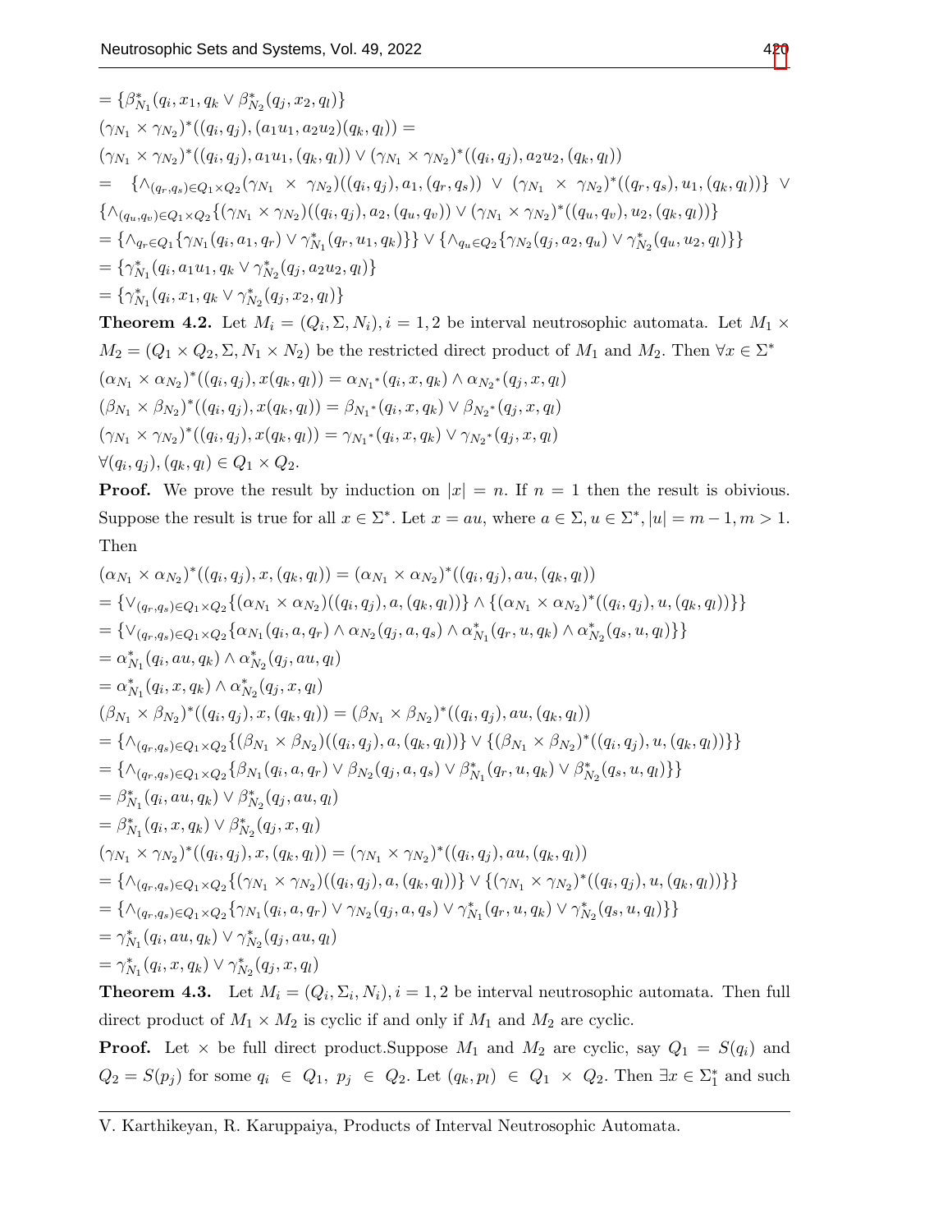$= \{\beta^*_{N_1}(q_i, x_1, q_k \vee \beta^*_{N_2}(q_j, x_2, q_l)\}$

$(\gamma_{N_1} \times \gamma_{N_2})^*((q_i, q_j), (a_1u_1, a_2u_2)(q_k, q_l)) =$

$(\gamma_{N_1} \times \gamma_{N_2})^*((q_i, q_j), a_1u_1, (q_k, q_l)) \vee (\gamma_{N_1} \times \gamma_{N_2})^*((q_i, q_j), a_2u_2, (q_k, q_l))$

$= \{\wedge_{(q_r,q_s)\in Q_1\times Q_2}(\gamma_{N_1} \times \gamma_{N_2})((q_i, q_j), a_1, (q_r, q_s)) \vee (\gamma_{N_1} \times \gamma_{N_2})^*((q_r, q_s), u_1, (q_k, q_l))\} \vee$

$\{\wedge_{(q_u,q_v)\in Q_1\times Q_2}\{(\gamma_{N_1} \times \gamma_{N_2})((q_i, q_j), a_2, (q_u, q_v)) \vee (\gamma_{N_1} \times \gamma_{N_2})^*((q_u, q_v), u_2, (q_k, q_l))\}$

$= \{\wedge_{q_r\in Q_1}\{\gamma_{N_1}(q_i, a_1, q_r) \vee \gamma^*_{N_1}(q_r, u_1, q_k)\}\} \vee \{\wedge_{q_u\in Q_2}\{\gamma_{N_2}(q_j, a_2, q_u) \vee \gamma^*_{N_2}(q_u, u_2, q_l)\}\}$

$= \{\gamma^*_{N_1}(q_i, a_1u_1, q_k \vee \gamma^*_{N_2}(q_j, a_2u_2, q_l)\}$

$= \{\gamma^*_{N_1}(q_i, x_1, q_k \vee \gamma^*_{N_2}(q_j, x_2, q_l)\}$

**Theorem 4.2.** Let $M_i = (Q_i, \Sigma, N_i), i = 1, 2$ be interval neutrosophic automata. Let $M_1 \times M_2 = (Q_1 \times Q_2, \Sigma, N_1 \times N_2)$ be the restricted direct product of $M_1$ and $M_2$. Then $\forall x \in \Sigma^*$

$(\alpha_{N_1} \times \alpha_{N_2})^*((q_i, q_j), x(q_k, q_l)) = \alpha_{N_1^*}(q_i, x, q_k) \wedge \alpha_{N_2^*}(q_j, x, q_l)$

$(\beta_{N_1} \times \beta_{N_2})^*((q_i, q_j), x(q_k, q_l)) = \beta_{N_1^*}(q_i, x, q_k) \vee \beta_{N_2^*}(q_j, x, q_l)$

$(\gamma_{N_1} \times \gamma_{N_2})^*((q_i, q_j), x(q_k, q_l)) = \gamma_{N_1^*}(q_i, x, q_k) \vee \gamma_{N_2^*}(q_j, x, q_l)$

$\forall (q_i, q_j), (q_k, q_l) \in Q_1 \times Q_2$.

**Proof.** We prove the result by induction on $|x| = n$. If $n = 1$ then the result is obivious. Suppose the result is true for all $x \in \Sigma^*$. Let $x = au$, where $a \in \Sigma, u \in \Sigma^*, |u| = m - 1, m > 1$. Then

$(\alpha_{N_1} \times \alpha_{N_2})^*((q_i, q_j), x, (q_k, q_l)) = (\alpha_{N_1} \times \alpha_{N_2})^*((q_i, q_j), au, (q_k, q_l))$

$= \{\vee_{(q_r,q_s)\in Q_1\times Q_2}\{(\alpha_{N_1} \times \alpha_{N_2})((q_i, q_j), a, (q_k, q_l))\} \wedge \{(\alpha_{N_1} \times \alpha_{N_2})^*((q_i, q_j), u, (q_k, q_l))\}\}$

$= \{\vee_{(q_r,q_s)\in Q_1\times Q_2}\{\alpha_{N_1}(q_i, a, q_r) \wedge \alpha_{N_2}(q_j, a, q_s) \wedge \alpha^*_{N_1}(q_r, u, q_k) \wedge \alpha^*_{N_2}(q_s, u, q_l)\}\}$

$= \alpha^*_{N_1}(q_i, au, q_k) \wedge \alpha^*_{N_2}(q_j, au, q_l)$

$= \alpha^*_{N_1}(q_i, x, q_k) \wedge \alpha^*_{N_2}(q_j, x, q_l)$

$(\beta_{N_1} \times \beta_{N_2})^*((q_i, q_j), x, (q_k, q_l)) = (\beta_{N_1} \times \beta_{N_2})^*((q_i, q_j), au, (q_k, q_l))$

$= \{\wedge_{(q_r,q_s)\in Q_1\times Q_2}\{(\beta_{N_1} \times \beta_{N_2})((q_i, q_j), a, (q_k, q_l))\} \vee \{(\beta_{N_1} \times \beta_{N_2})^*((q_i, q_j), u, (q_k, q_l))\}\}$

$= \{\wedge_{(q_r,q_s)\in Q_1\times Q_2}\{\beta_{N_1}(q_i, a, q_r) \vee \beta_{N_2}(q_j, a, q_s) \vee \beta^*_{N_1}(q_r, u, q_k) \vee \beta^*_{N_2}(q_s, u, q_l)\}\}$

$= \beta^*_{N_1}(q_i, au, q_k) \vee \beta^*_{N_2}(q_j, au, q_l)$

$= \beta^*_{N_1}(q_i, x, q_k) \vee \beta^*_{N_2}(q_j, x, q_l)$

$(\gamma_{N_1} \times \gamma_{N_2})^*((q_i, q_j), x, (q_k, q_l)) = (\gamma_{N_1} \times \gamma_{N_2})^*((q_i, q_j), au, (q_k, q_l))$

$= \{\wedge_{(q_r,q_s)\in Q_1\times Q_2}\{(\gamma_{N_1} \times \gamma_{N_2})((q_i, q_j), a, (q_k, q_l))\} \vee \{(\gamma_{N_1} \times \gamma_{N_2})^*((q_i, q_j), u, (q_k, q_l))\}\}$

$= \{\wedge_{(q_r,q_s)\in Q_1\times Q_2}\{\gamma_{N_1}(q_i, a, q_r) \vee \gamma_{N_2}(q_j, a, q_s) \vee \gamma^*_{N_1}(q_r, u, q_k) \vee \gamma^*_{N_2}(q_s, u, q_l)\}\}$

$= \gamma^*_{N_1}(q_i, au, q_k) \vee \gamma^*_{N_2}(q_j, au, q_l)$

$= \gamma^*_{N_1}(q_i, x, q_k) \vee \gamma^*_{N_2}(q_j, x, q_l)$

**Theorem 4.3.** Let $M_i = (Q_i, \Sigma_i, N_i), i = 1, 2$ be interval neutrosophic automata. Then full direct product of $M_1 \times M_2$ is cyclic if and only if $M_1$ and $M_2$ are cyclic.

**Proof.** Let $\times$ be full direct product.Suppose $M_1$ and $M_2$ are cyclic, say $Q_1 = S(q_i)$ and $Q_2 = S(p_j)$ for some $q_i \in Q_1$, $p_j \in Q_2$. Let $(q_k, p_l) \in Q_1 \times Q_2$. Then $\exists x \in \Sigma_1^*$ and such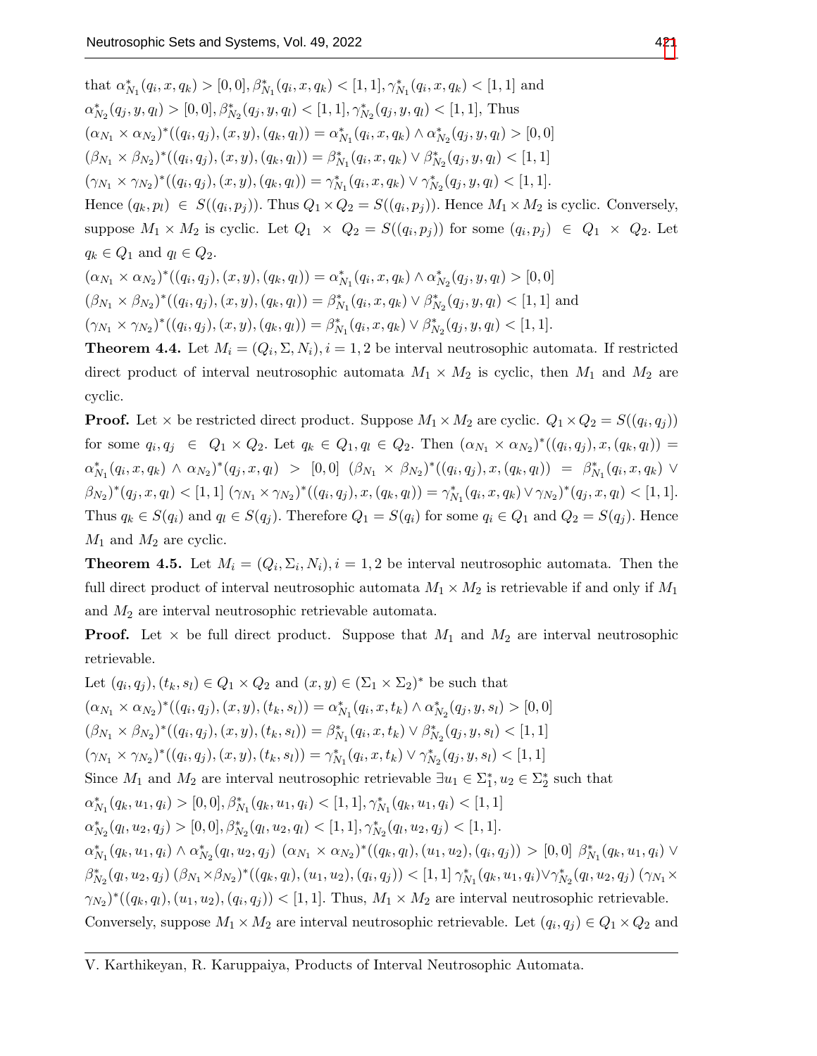that $\alpha^*_{N_1}(q_i, x, q_k) > [0, 0], \beta^*_{N_1}(q_i, x, q_k) < [1, 1], \gamma^*_{N_1}(q_i, x, q_k) < [1, 1]$ and
$\alpha^*_{N_2}(q_j, y, q_l) > [0, 0], \beta^*_{N_2}(q_j, y, q_l) < [1, 1], \gamma^*_{N_2}(q_j, y, q_l) < [1, 1]$, Thus
$(\alpha_{N_1} \times \alpha_{N_2})^*((q_i, q_j), (x, y), (q_k, q_l)) = \alpha^*_{N_1}(q_i, x, q_k) \wedge \alpha^*_{N_2}(q_j, y, q_l) > [0, 0]$
$(\beta_{N_1} \times \beta_{N_2})^*((q_i, q_j), (x, y), (q_k, q_l)) = \beta^*_{N_1}(q_i, x, q_k) \vee \beta^*_{N_2}(q_j, y, q_l) < [1, 1]$
$(\gamma_{N_1} \times \gamma_{N_2})^*((q_i, q_j), (x, y), (q_k, q_l)) = \gamma^*_{N_1}(q_i, x, q_k) \vee \gamma^*_{N_2}(q_j, y, q_l) < [1, 1]$.
Hence $(q_k, p_l) \in S((q_i, p_j))$. Thus $Q_1 \times Q_2 = S((q_i, p_j))$. Hence $M_1 \times M_2$ is cyclic. Conversely, suppose $M_1 \times M_2$ is cyclic. Let $Q_1 \times Q_2 = S((q_i, p_j))$ for some $(q_i, p_j) \in Q_1 \times Q_2$. Let $q_k \in Q_1$ and $q_l \in Q_2$.
$(\alpha_{N_1} \times \alpha_{N_2})^*((q_i, q_j), (x, y), (q_k, q_l)) = \alpha^*_{N_1}(q_i, x, q_k) \wedge \alpha^*_{N_2}(q_j, y, q_l) > [0, 0]$
$(\beta_{N_1} \times \beta_{N_2})^*((q_i, q_j), (x, y), (q_k, q_l)) = \beta^*_{N_1}(q_i, x, q_k) \vee \beta^*_{N_2}(q_j, y, q_l) < [1, 1]$ and
$(\gamma_{N_1} \times \gamma_{N_2})^*((q_i, q_j), (x, y), (q_k, q_l)) = \beta^*_{N_1}(q_i, x, q_k) \vee \beta^*_{N_2}(q_j, y, q_l) < [1, 1]$.

**Theorem 4.4.** Let $M_i = (Q_i, \Sigma, N_i), i = 1, 2$ be interval neutrosophic automata. If restricted direct product of interval neutrosophic automata $M_1 \times M_2$ is cyclic, then $M_1$ and $M_2$ are cyclic.

**Proof.** Let $\times$ be restricted direct product. Suppose $M_1 \times M_2$ are cyclic. $Q_1 \times Q_2 = S((q_i, q_j))$ for some $q_i, q_j \in Q_1 \times Q_2$. Let $q_k \in Q_1, q_l \in Q_2$. Then $(\alpha_{N_1} \times \alpha_{N_2})^*((q_i, q_j), x, (q_k, q_l)) = \alpha^*_{N_1}(q_i, x, q_k) \wedge \alpha_{N_2})^*(q_j, x, q_l) > [0, 0]$ $(\beta_{N_1} \times \beta_{N_2})^*((q_i, q_j), x, (q_k, q_l)) = \beta^*_{N_1}(q_i, x, q_k) \vee \beta_{N_2})^*(q_j, x, q_l) < [1, 1]$ $(\gamma_{N_1} \times \gamma_{N_2})^*((q_i, q_j), x, (q_k, q_l)) = \gamma^*_{N_1}(q_i, x, q_k) \vee \gamma_{N_2})^*(q_j, x, q_l) < [1, 1]$. Thus $q_k \in S(q_i)$ and $q_l \in S(q_j)$. Therefore $Q_1 = S(q_i)$ for some $q_i \in Q_1$ and $Q_2 = S(q_j)$. Hence $M_1$ and $M_2$ are cyclic.

**Theorem 4.5.** Let $M_i = (Q_i, \Sigma_i, N_i), i = 1, 2$ be interval neutrosophic automata. Then the full direct product of interval neutrosophic automata $M_1 \times M_2$ is retrievable if and only if $M_1$ and $M_2$ are interval neutrosophic retrievable automata.

**Proof.** Let $\times$ be full direct product. Suppose that $M_1$ and $M_2$ are interval neutrosophic retrievable.

Let $(q_i, q_j), (t_k, s_l) \in Q_1 \times Q_2$ and $(x, y) \in (\Sigma_1 \times \Sigma_2)^*$ be such that
$(\alpha_{N_1} \times \alpha_{N_2})^*((q_i, q_j), (x, y), (t_k, s_l)) = \alpha^*_{N_1}(q_i, x, t_k) \wedge \alpha^*_{N_2}(q_j, y, s_l) > [0, 0]$
$(\beta_{N_1} \times \beta_{N_2})^*((q_i, q_j), (x, y), (t_k, s_l)) = \beta^*_{N_1}(q_i, x, t_k) \vee \beta^*_{N_2}(q_j, y, s_l) < [1, 1]$
$(\gamma_{N_1} \times \gamma_{N_2})^*((q_i, q_j), (x, y), (t_k, s_l)) = \gamma^*_{N_1}(q_i, x, t_k) \vee \gamma^*_{N_2}(q_j, y, s_l) < [1, 1]$
Since $M_1$ and $M_2$ are interval neutrosophic retrievable $\exists u_1 \in \Sigma_1^*, u_2 \in \Sigma_2^*$ such that
$\alpha^*_{N_1}(q_k, u_1, q_i) > [0, 0], \beta^*_{N_1}(q_k, u_1, q_i) < [1, 1], \gamma^*_{N_1}(q_k, u_1, q_i) < [1, 1]$
$\alpha^*_{N_2}(q_l, u_2, q_j) > [0, 0], \beta^*_{N_2}(q_l, u_2, q_l) < [1, 1], \gamma^*_{N_2}(q_l, u_2, q_j) < [1, 1]$.
$\alpha^*_{N_1}(q_k, u_1, q_i) \wedge \alpha^*_{N_2}(q_l, u_2, q_j)$ $(\alpha_{N_1} \times \alpha_{N_2})^*((q_k, q_l), (u_1, u_2), (q_i, q_j)) > [0, 0]$ $\beta^*_{N_1}(q_k, u_1, q_i) \vee \beta^*_{N_2}(q_l, u_2, q_j)$ $(\beta_{N_1} \times \beta_{N_2})^*((q_k, q_l), (u_1, u_2), (q_i, q_j)) < [1, 1]$ $\gamma^*_{N_1}(q_k, u_1, q_i) \vee \gamma^*_{N_2}(q_l, u_2, q_j)$ $(\gamma_{N_1} \times \gamma_{N_2})^*((q_k, q_l), (u_1, u_2), (q_i, q_j)) < [1, 1]$. Thus, $M_1 \times M_2$ are interval neutrosophic retrievable. Conversely, suppose $M_1 \times M_2$ are interval neutrosophic retrievable. Let $(q_i, q_j) \in Q_1 \times Q_2$ and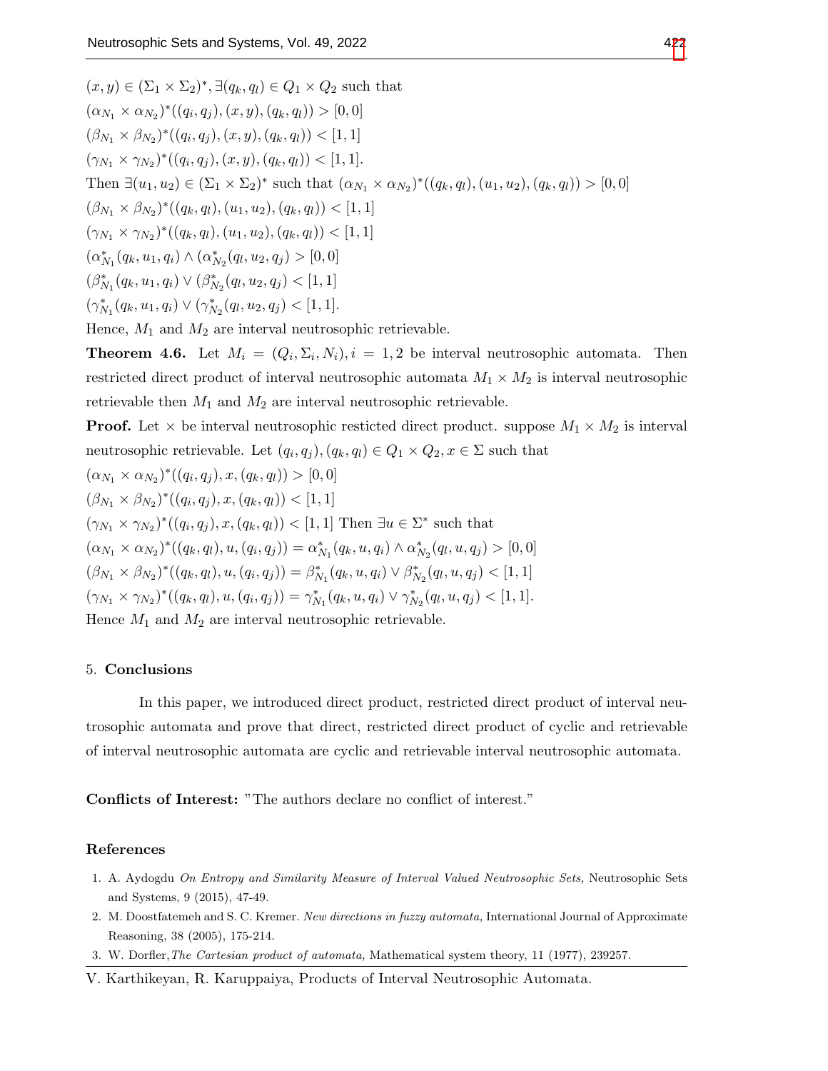$(x, y) \in (\Sigma_1 \times \Sigma_2)^*, \exists (q_k, q_l) \in Q_1 \times Q_2$ such that

$(\alpha_{N_1} \times \alpha_{N_2})^*((q_i, q_j), (x, y), (q_k, q_l)) > [0, 0]$

$(\beta_{N_1} \times \beta_{N_2})^*((q_i, q_j), (x, y), (q_k, q_l)) < [1, 1]$

$(\gamma_{N_1} \times \gamma_{N_2})^*((q_i, q_j), (x, y), (q_k, q_l)) < [1, 1]$.

Then $\exists (u_1, u_2) \in (\Sigma_1 \times \Sigma_2)^*$ such that $(\alpha_{N_1} \times \alpha_{N_2})^*((q_k, q_l), (u_1, u_2), (q_k, q_l)) > [0, 0]$

$(\beta_{N_1} \times \beta_{N_2})^*((q_k, q_l), (u_1, u_2), (q_k, q_l)) < [1, 1]$

$(\gamma_{N_1} \times \gamma_{N_2})^*((q_k, q_l), (u_1, u_2), (q_k, q_l)) < [1, 1]$

$(\alpha^*_{N_1}(q_k, u_1, q_i) \wedge (\alpha^*_{N_2}(q_l, u_2, q_j) > [0, 0]$

$(\beta^*_{N_1}(q_k, u_1, q_i) \vee (\beta^*_{N_2}(q_l, u_2, q_j) < [1, 1]$

$(\gamma^*_{N_1}(q_k, u_1, q_i) \vee (\gamma^*_{N_2}(q_l, u_2, q_j) < [1, 1]$.

Hence, $M_1$ and $M_2$ are interval neutrosophic retrievable.

**Theorem 4.6.** Let $M_i = (Q_i, \Sigma_i, N_i), i = 1, 2$ be interval neutrosophic automata. Then restricted direct product of interval neutrosophic automata $M_1 \times M_2$ is interval neutrosophic retrievable then $M_1$ and $M_2$ are interval neutrosophic retrievable.

**Proof.** Let $\times$ be interval neutrosophic resticted direct product. suppose $M_1 \times M_2$ is interval neutrosophic retrievable. Let $(q_i, q_j), (q_k, q_l) \in Q_1 \times Q_2, x \in \Sigma$ such that

$(\alpha_{N_1} \times \alpha_{N_2})^*((q_i, q_j), x, (q_k, q_l)) > [0, 0]$

$(\beta_{N_1} \times \beta_{N_2})^*((q_i, q_j), x, (q_k, q_l)) < [1, 1]$

$(\gamma_{N_1} \times \gamma_{N_2})^*((q_i, q_j), x, (q_k, q_l)) < [1, 1]$ Then $\exists u \in \Sigma^*$ such that

$(\alpha_{N_1} \times \alpha_{N_2})^*((q_k, q_l), u, (q_i, q_j)) = \alpha^*_{N_1}(q_k, u, q_i) \wedge \alpha^*_{N_2}(q_l, u, q_j) > [0, 0]$

$(\beta_{N_1} \times \beta_{N_2})^*((q_k, q_l), u, (q_i, q_j)) = \beta^*_{N_1}(q_k, u, q_i) \vee \beta^*_{N_2}(q_l, u, q_j) < [1, 1]$

$(\gamma_{N_1} \times \gamma_{N_2})^*((q_k, q_l), u, (q_i, q_j)) = \gamma^*_{N_1}(q_k, u, q_i) \vee \gamma^*_{N_2}(q_l, u, q_j) < [1, 1]$.

Hence $M_1$ and $M_2$ are interval neutrosophic retrievable.

## 5. Conclusions

In this paper, we introduced direct product, restricted direct product of interval neutrosophic automata and prove that direct, restricted direct product of cyclic and retrievable of interval neutrosophic automata are cyclic and retrievable interval neutrosophic automata.

**Conflicts of Interest:** "The authors declare no conflict of interest."

## References

1. A. Aydogdu *On Entropy and Similarity Measure of Interval Valued Neutrosophic Sets,* Neutrosophic Sets and Systems, 9 (2015), 47-49.
2. M. Doostfatemeh and S. C. Kremer. *New directions in fuzzy automata,* International Journal of Approximate Reasoning, 38 (2005), 175-214.
3. W. Dorfler, *The Cartesian product of automata,* Mathematical system theory, 11 (1977), 239257.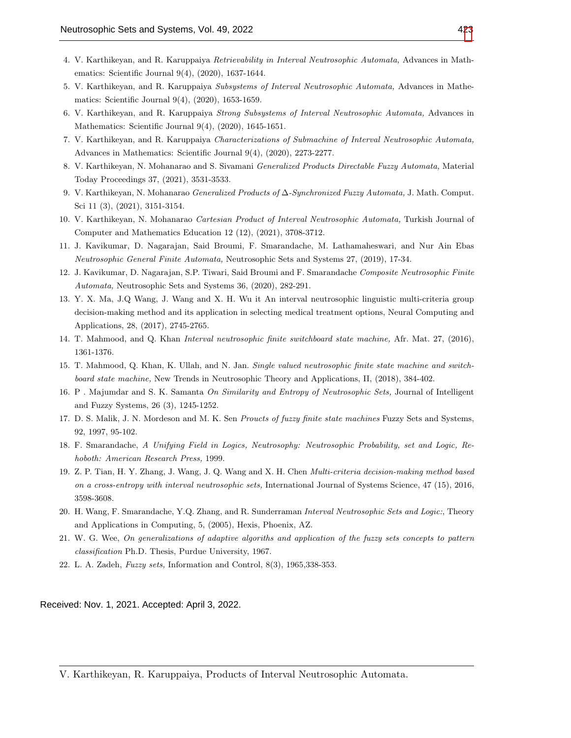4. V. Karthikeyan, and R. Karuppaiya *Retrievability in Interval Neutrosophic Automata,* Advances in Mathematics: Scientific Journal 9(4), (2020), 1637-1644.
5. V. Karthikeyan, and R. Karuppaiya *Subsystems of Interval Neutrosophic Automata,* Advances in Mathematics: Scientific Journal 9(4), (2020), 1653-1659.
6. V. Karthikeyan, and R. Karuppaiya *Strong Subsystems of Interval Neutrosophic Automata,* Advances in Mathematics: Scientific Journal 9(4), (2020), 1645-1651.
7. V. Karthikeyan, and R. Karuppaiya *Characterizations of Submachine of Interval Neutrosophic Automata,* Advances in Mathematics: Scientific Journal 9(4), (2020), 2273-2277.
8. V. Karthikeyan, N. Mohanarao and S. Sivamani *Generalized Products Directable Fuzzy Automata,* Material Today Proceedings 37, (2021), 3531-3533.
9. V. Karthikeyan, N. Mohanarao *Generalized Products of $\Delta$-Synchronized Fuzzy Automata,* J. Math. Comput. Sci 11 (3), (2021), 3151-3154.
10. V. Karthikeyan, N. Mohanarao *Cartesian Product of Interval Neutrosophic Automata,* Turkish Journal of Computer and Mathematics Education 12 (12), (2021), 3708-3712.
11. J. Kavikumar, D. Nagarajan, Said Broumi, F. Smarandache, M. Lathamaheswari, and Nur Ain Ebas *Neutrosophic General Finite Automata,* Neutrosophic Sets and Systems 27, (2019), 17-34.
12. J. Kavikumar, D. Nagarajan, S.P. Tiwari, Said Broumi and F. Smarandache *Composite Neutrosophic Finite Automata,* Neutrosophic Sets and Systems 36, (2020), 282-291.
13. Y. X. Ma, J.Q Wang, J. Wang and X. H. Wu it An interval neutrosophic linguistic multi-criteria group decision-making method and its application in selecting medical treatment options, Neural Computing and Applications, 28, (2017), 2745-2765.
14. T. Mahmood, and Q. Khan *Interval neutrosophic finite switchboard state machine,* Afr. Mat. 27, (2016), 1361-1376.
15. T. Mahmood, Q. Khan, K. Ullah, and N. Jan. *Single valued neutrosophic finite state machine and switchboard state machine,* New Trends in Neutrosophic Theory and Applications, II, (2018), 384-402.
16. P . Majumdar and S. K. Samanta *On Similarity and Entropy of Neutrosophic Sets,* Journal of Intelligent and Fuzzy Systems, 26 (3), 1245-1252.
17. D. S. Malik, J. N. Mordeson and M. K. Sen *Proucts of fuzzy finite state machines* Fuzzy Sets and Systems, 92, 1997, 95-102.
18. F. Smarandache, *A Unifying Field in Logics, Neutrosophy: Neutrosophic Probability, set and Logic, Rehoboth: American Research Press,* 1999.
19. Z. P. Tian, H. Y. Zhang, J. Wang, J. Q. Wang and X. H. Chen *Multi-criteria decision-making method based on a cross-entropy with interval neutrosophic sets,* International Journal of Systems Science, 47 (15), 2016, 3598-3608.
20. H. Wang, F. Smarandache, Y.Q. Zhang, and R. Sunderraman *Interval Neutrosophic Sets and Logic:*, Theory and Applications in Computing, 5, (2005), Hexis, Phoenix, AZ.
21. W. G. Wee, *On generalizations of adaptive algoriths and application of the fuzzy sets concepts to pattern classification* Ph.D. Thesis, Purdue University, 1967.
22. L. A. Zadeh, *Fuzzy sets,* Information and Control, 8(3), 1965,338-353.

Received: Nov. 1, 2021. Accepted: April 3, 2022.